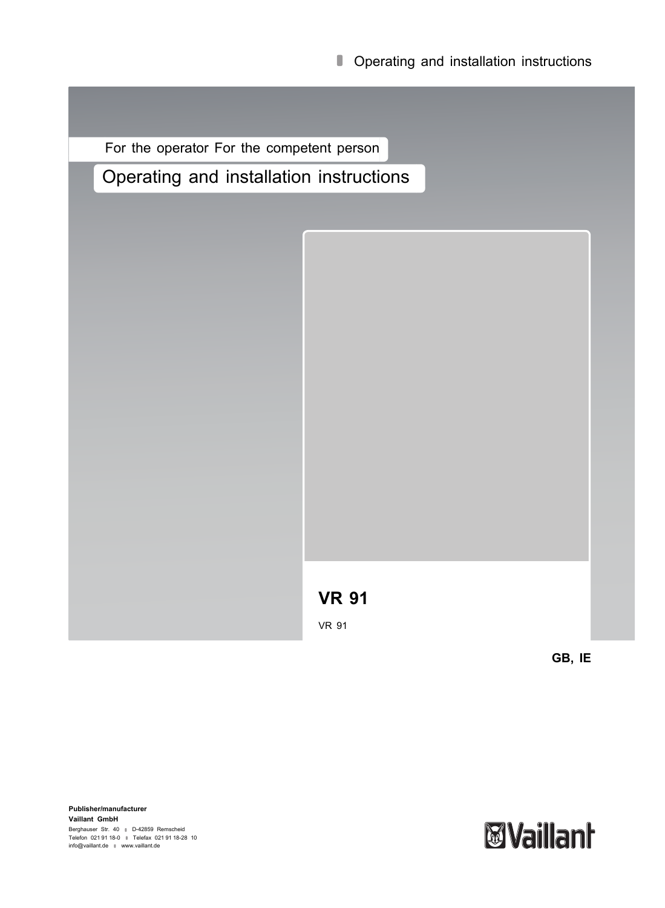Operating and installation instructions

For the operator For the competent person

# Operating and installation instructions

## VR 91

VR 91

**GB, IE**

**Publisher/manufacturer**
**Vaillant GmbH**
Berghauser Str. 40 ■ D-42859 Remscheid
Telefon 021 91 18-0 ■ Telefax 021 91 18-28 10
info@vaillant.de ■ www.vaillant.de

Vaillant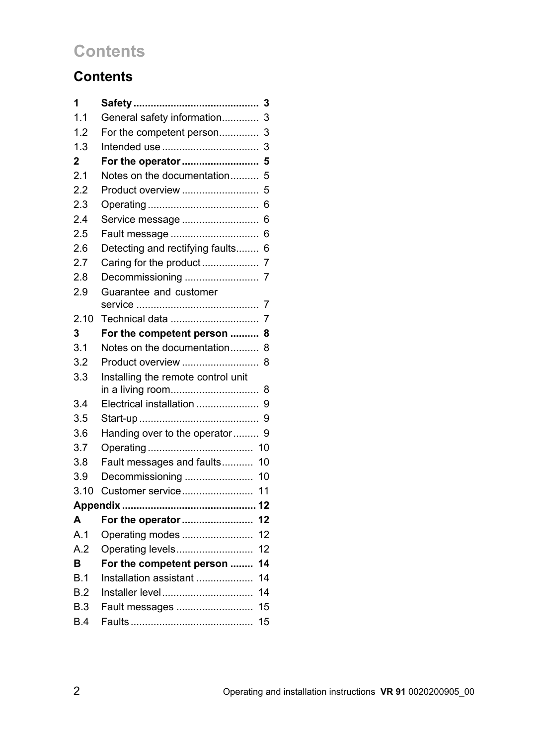# Contents

## Contents

| | | |
|---|---|---|
| **1** | **Safety** | **3** |
| 1.1 | General safety information | 3 |
| 1.2 | For the competent person | 3 |
| 1.3 | Intended use | 3 |
| **2** | **For the operator** | **5** |
| 2.1 | Notes on the documentation | 5 |
| 2.2 | Product overview | 5 |
| 2.3 | Operating | 6 |
| 2.4 | Service message | 6 |
| 2.5 | Fault message | 6 |
| 2.6 | Detecting and rectifying faults | 6 |
| 2.7 | Caring for the product | 7 |
| 2.8 | Decommissioning | 7 |
| 2.9 | Guarantee and customer service | 7 |
| 2.10 | Technical data | 7 |
| **3** | **For the competent person** | **8** |
| 3.1 | Notes on the documentation | 8 |
| 3.2 | Product overview | 8 |
| 3.3 | Installing the remote control unit in a living room | 8 |
| 3.4 | Electrical installation | 9 |
| 3.5 | Start-up | 9 |
| 3.6 | Handing over to the operator | 9 |
| 3.7 | Operating | 10 |
| 3.8 | Fault messages and faults | 10 |
| 3.9 | Decommissioning | 10 |
| 3.10 | Customer service | 11 |
| **Appendix** | | **12** |
| **A** | **For the operator** | **12** |
| A.1 | Operating modes | 12 |
| A.2 | Operating levels | 12 |
| **B** | **For the competent person** | **14** |
| B.1 | Installation assistant | 14 |
| B.2 | Installer level | 14 |
| B.3 | Fault messages | 15 |
| B.4 | Faults | 15 |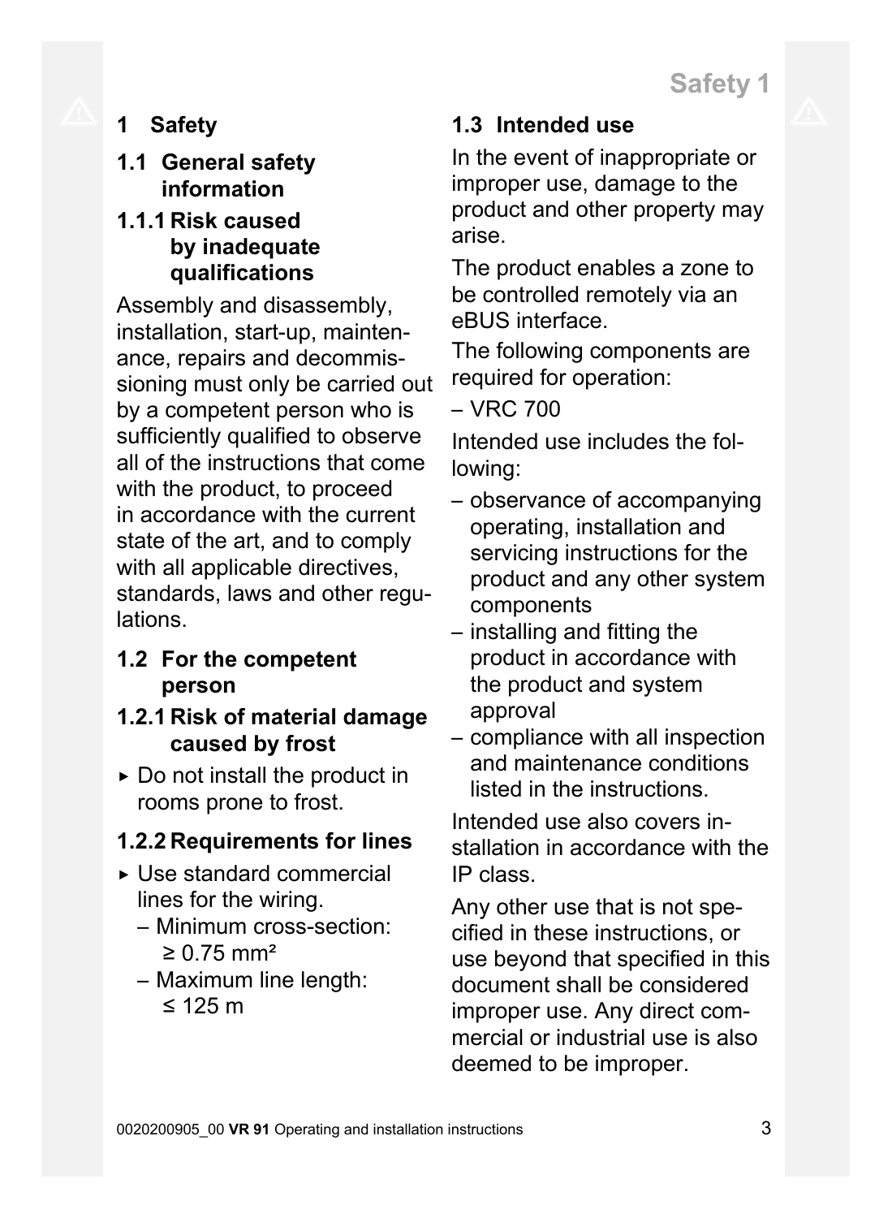# 1 Safety

## 1.1 General safety information

### 1.1.1 Risk caused by inadequate qualifications

Assembly and disassembly, installation, start-up, maintenance, repairs and decommissioning must only be carried out by a competent person who is sufficiently qualified to observe all of the instructions that come with the product, to proceed in accordance with the current state of the art, and to comply with all applicable directives, standards, laws and other regulations.

## 1.2 For the competent person

### 1.2.1 Risk of material damage caused by frost

- ▸ Do not install the product in rooms prone to frost.

### 1.2.2 Requirements for lines

- ▸ Use standard commercial lines for the wiring.
  - Minimum cross-section: $\geq 0.75$ mm²
  - Maximum line length: $\leq 125$ m

## 1.3 Intended use

In the event of inappropriate or improper use, damage to the product and other property may arise.

The product enables a zone to be controlled remotely via an eBUS interface.

The following components are required for operation:

- VRC 700

Intended use includes the following:

- observance of accompanying operating, installation and servicing instructions for the product and any other system components
- installing and fitting the product in accordance with the product and system approval
- compliance with all inspection and maintenance conditions listed in the instructions.

Intended use also covers installation in accordance with the IP class.

Any other use that is not specified in these instructions, or use beyond that specified in this document shall be considered improper use. Any direct commercial or industrial use is also deemed to be improper.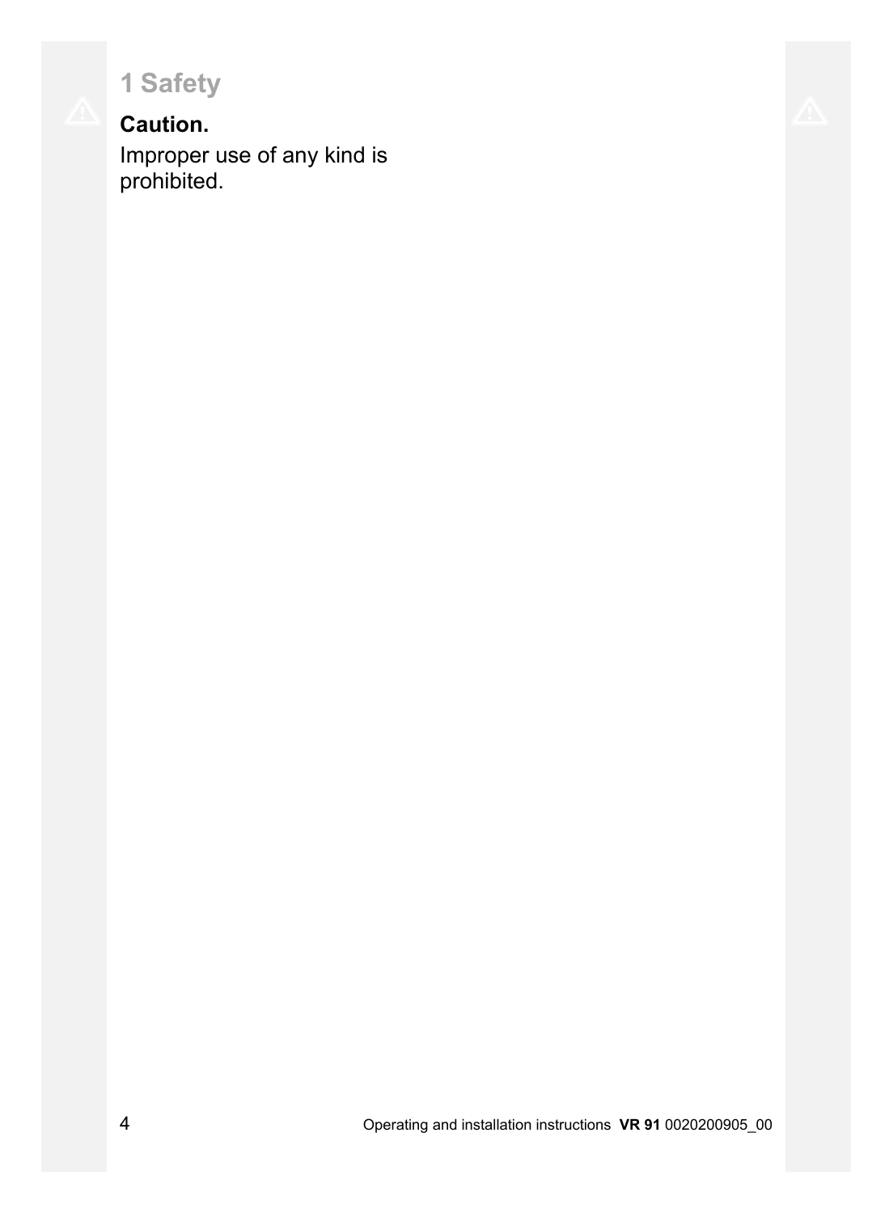# 1 Safety

**Caution.**

Improper use of any kind is prohibited.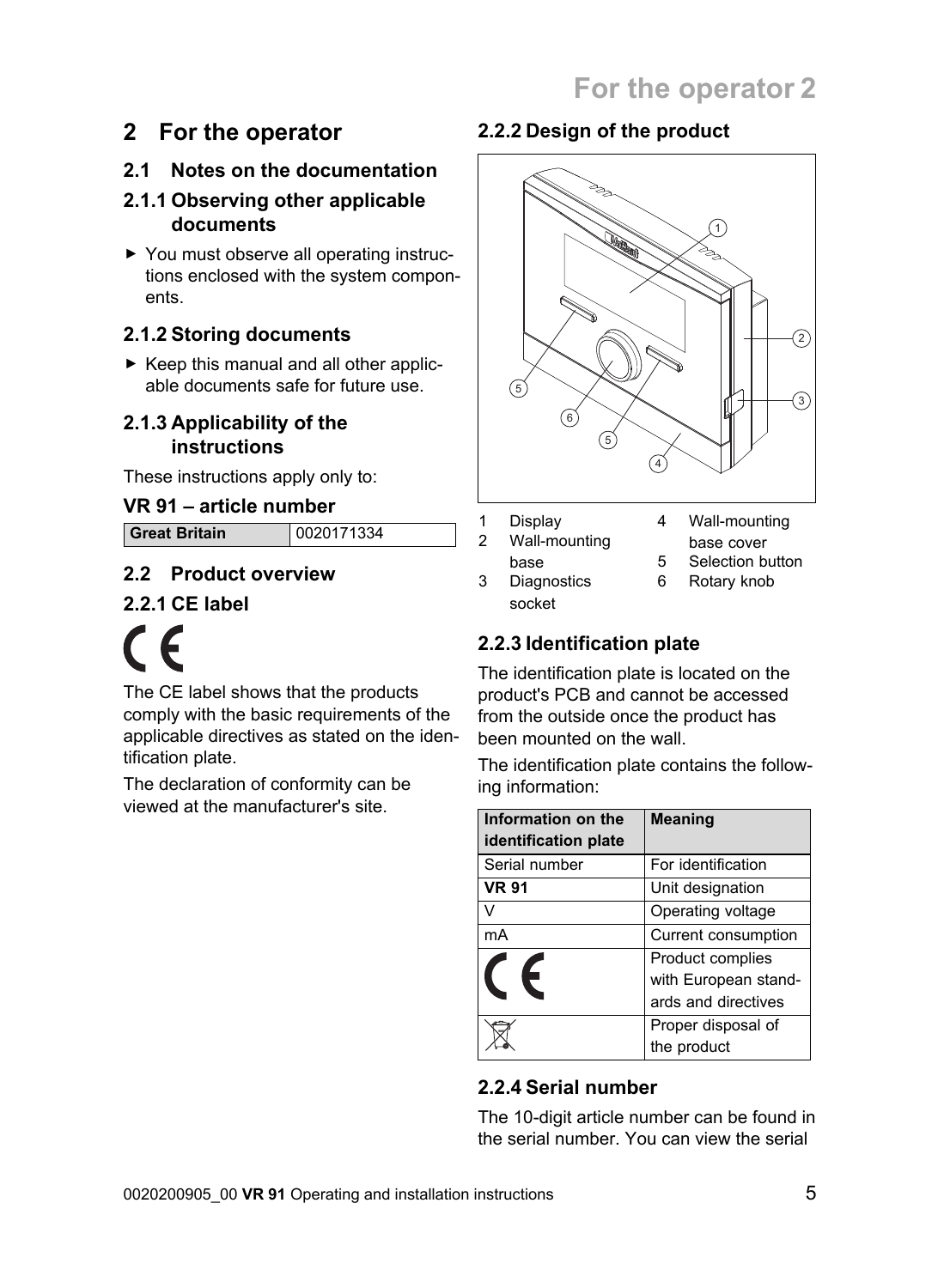# 2 For the operator

## 2.1 Notes on the documentation

### 2.1.1 Observing other applicable documents

- ► You must observe all operating instructions enclosed with the system components.

### 2.1.2 Storing documents

- ► Keep this manual and all other applicable documents safe for future use.

### 2.1.3 Applicability of the instructions

These instructions apply only to:

**VR 91 – article number**

| **Great Britain** | 0020171334 |
|---|---|

## 2.2 Product overview

### 2.2.1 CE label

CE

The CE label shows that the products comply with the basic requirements of the applicable directives as stated on the identification plate.

The declaration of conformity can be viewed at the manufacturer's site.

### 2.2.2 Design of the product

1 Display
2 Wall-mounting base
3 Diagnostics socket
4 Wall-mounting base cover
5 Selection button
6 Rotary knob

### 2.2.3 Identification plate

The identification plate is located on the product's PCB and cannot be accessed from the outside once the product has been mounted on the wall.

The identification plate contains the following information:

| Information on the identification plate | Meaning |
|---|---|
| Serial number | For identification |
| **VR 91** | Unit designation |
| V | Operating voltage |
| mA | Current consumption |
| CE | Product complies with European standards and directives |
| (crossed-out wheelie bin symbol) | Proper disposal of the product |

### 2.2.4 Serial number

The 10-digit article number can be found in the serial number. You can view the serial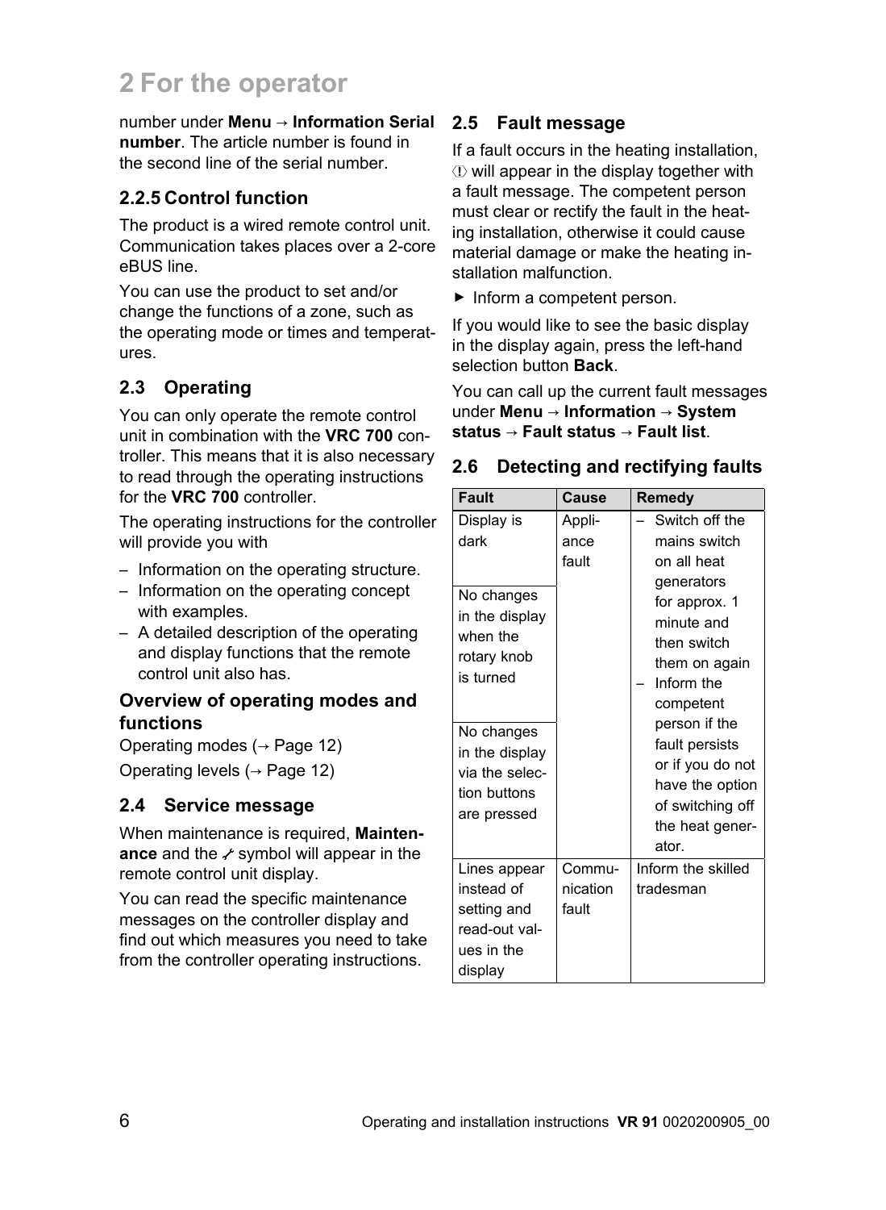number under **Menu** → **Information Serial number**. The article number is found in the second line of the serial number.

### 2.2.5 Control function

The product is a wired remote control unit. Communication takes places over a 2-core eBUS line.

You can use the product to set and/or change the functions of a zone, such as the operating mode or times and temperatures.

## 2.3 Operating

You can only operate the remote control unit in combination with the **VRC 700** controller. This means that it is also necessary to read through the operating instructions for the **VRC 700** controller.

The operating instructions for the controller will provide you with

- Information on the operating structure.
- Information on the operating concept with examples.
- A detailed description of the operating and display functions that the remote control unit also has.

### Overview of operating modes and functions

Operating modes (→ Page 12)

Operating levels (→ Page 12)

## 2.4 Service message

When maintenance is required, **Maintenance** and the symbol will appear in the remote control unit display.

You can read the specific maintenance messages on the controller display and find out which measures you need to take from the controller operating instructions.

## 2.5 Fault message

If a fault occurs in the heating installation, ⓘ will appear in the display together with a fault message. The competent person must clear or rectify the fault in the heating installation, otherwise it could cause material damage or make the heating installation malfunction.

- ▶ Inform a competent person.

If you would like to see the basic display in the display again, press the left-hand selection button **Back**.

You can call up the current fault messages under **Menu** → **Information** → **System status** → **Fault status** → **Fault list**.

## 2.6 Detecting and rectifying faults

| Fault | Cause | Remedy |
|---|---|---|
| Display is dark<br><br>No changes in the display when the rotary knob is turned<br><br>No changes in the display via the selection buttons are pressed | Appliance fault | – Switch off the mains switch on all heat generators for approx. 1 minute and then switch them on again<br>– Inform the competent person if the fault persists or if you do not have the option of switching off the heat generator. |
| Lines appear instead of setting and read-out values in the display | Communication fault | Inform the skilled tradesman |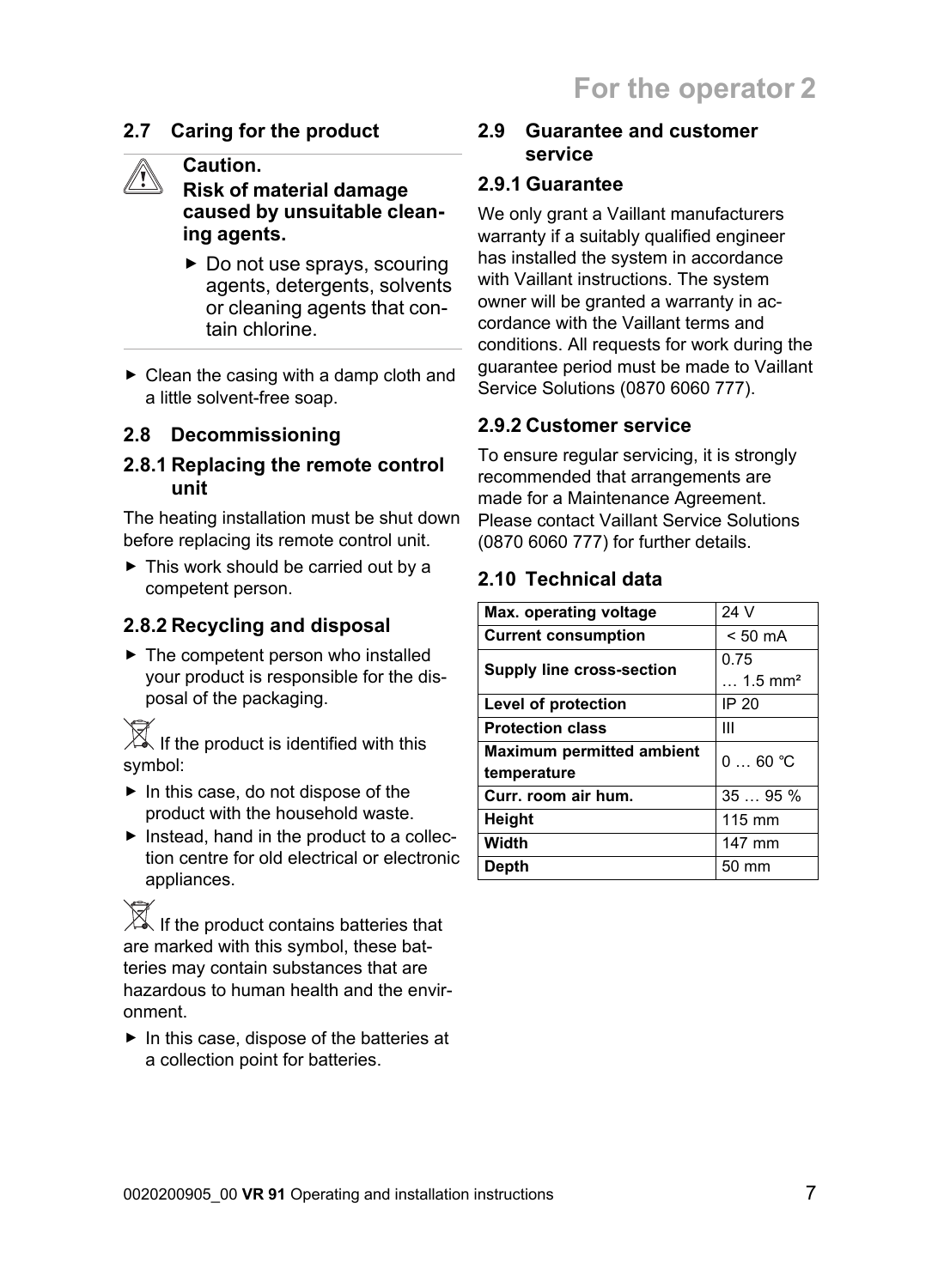## 2.7 Caring for the product

> **Caution.**
> **Risk of material damage caused by unsuitable cleaning agents.**
>
> ► Do not use sprays, scouring agents, detergents, solvents or cleaning agents that contain chlorine.

► Clean the casing with a damp cloth and a little solvent-free soap.

## 2.8 Decommissioning

### 2.8.1 Replacing the remote control unit

The heating installation must be shut down before replacing its remote control unit.

► This work should be carried out by a competent person.

### 2.8.2 Recycling and disposal

► The competent person who installed your product is responsible for the disposal of the packaging.

If the product is identified with this symbol:

► In this case, do not dispose of the product with the household waste.

► Instead, hand in the product to a collection centre for old electrical or electronic appliances.

If the product contains batteries that are marked with this symbol, these batteries may contain substances that are hazardous to human health and the environment.

► In this case, dispose of the batteries at a collection point for batteries.

## 2.9 Guarantee and customer service

### 2.9.1 Guarantee

We only grant a Vaillant manufacturers warranty if a suitably qualified engineer has installed the system in accordance with Vaillant instructions. The system owner will be granted a warranty in accordance with the Vaillant terms and conditions. All requests for work during the guarantee period must be made to Vaillant Service Solutions (0870 6060 777).

### 2.9.2 Customer service

To ensure regular servicing, it is strongly recommended that arrangements are made for a Maintenance Agreement. Please contact Vaillant Service Solutions (0870 6060 777) for further details.

## 2.10 Technical data

| | |
|---|---|
| **Max. operating voltage** | 24 V |
| **Current consumption** | < 50 mA |
| **Supply line cross-section** | 0.75 … 1.5 mm² |
| **Level of protection** | IP 20 |
| **Protection class** | III |
| **Maximum permitted ambient temperature** | 0 … 60 ℃ |
| **Curr. room air hum.** | 35 … 95 % |
| **Height** | 115 mm |
| **Width** | 147 mm |
| **Depth** | 50 mm |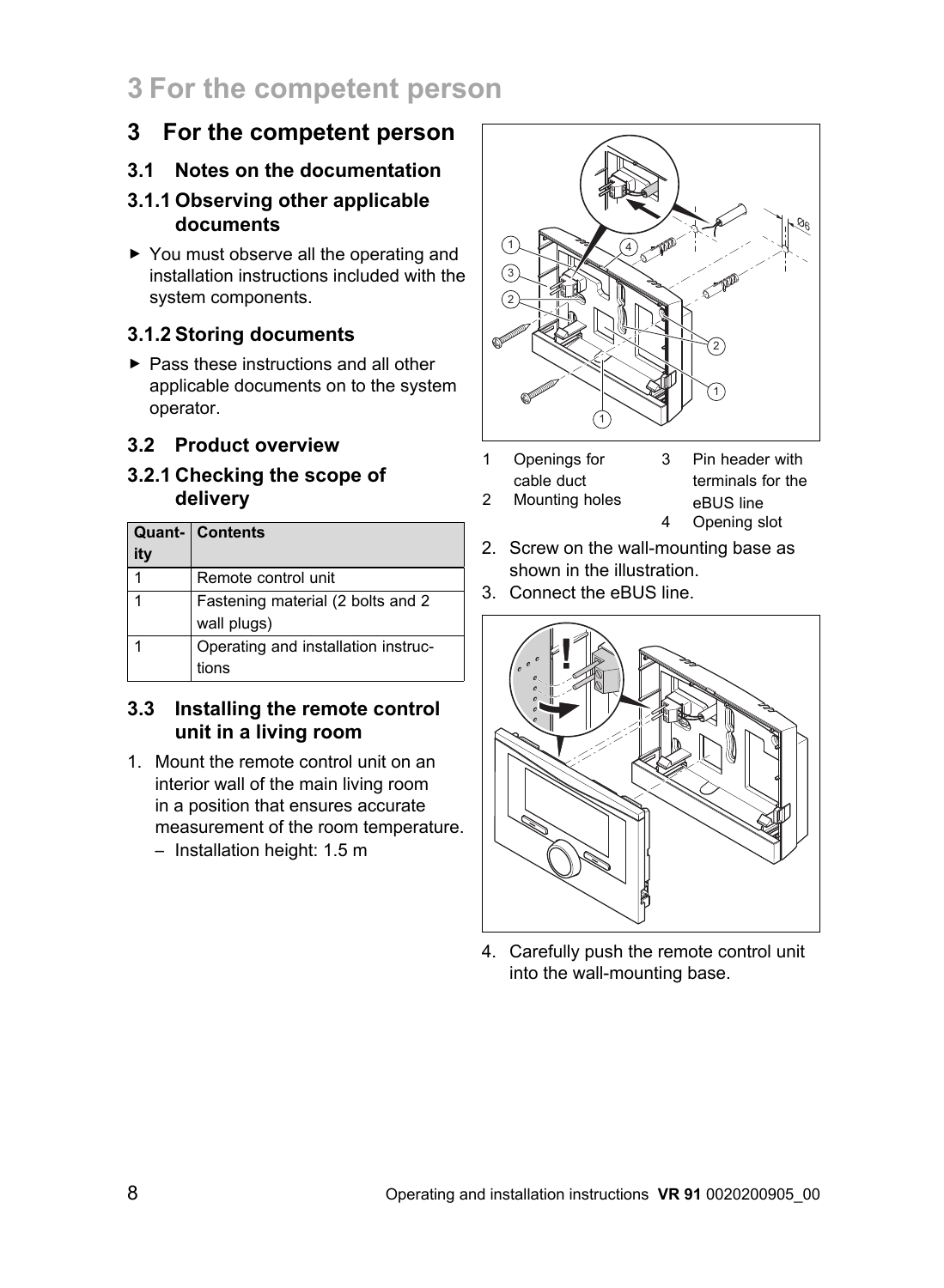# 3 For the competent person

## 3.1 Notes on the documentation

### 3.1.1 Observing other applicable documents

- You must observe all the operating and installation instructions included with the system components.

### 3.1.2 Storing documents

- Pass these instructions and all other applicable documents on to the system operator.

## 3.2 Product overview

### 3.2.1 Checking the scope of delivery

| Quantity | Contents |
|---|---|
| 1 | Remote control unit |
| 1 | Fastening material (2 bolts and 2 wall plugs) |
| 1 | Operating and installation instructions |

## 3.3 Installing the remote control unit in a living room

1. Mount the remote control unit on an interior wall of the main living room in a position that ensures accurate measurement of the room temperature.
   - Installation height: 1.5 m

1 Openings for cable duct
2 Mounting holes
3 Pin header with terminals for the eBUS line
4 Opening slot

2. Screw on the wall-mounting base as shown in the illustration.
3. Connect the eBUS line.
4. Carefully push the remote control unit into the wall-mounting base.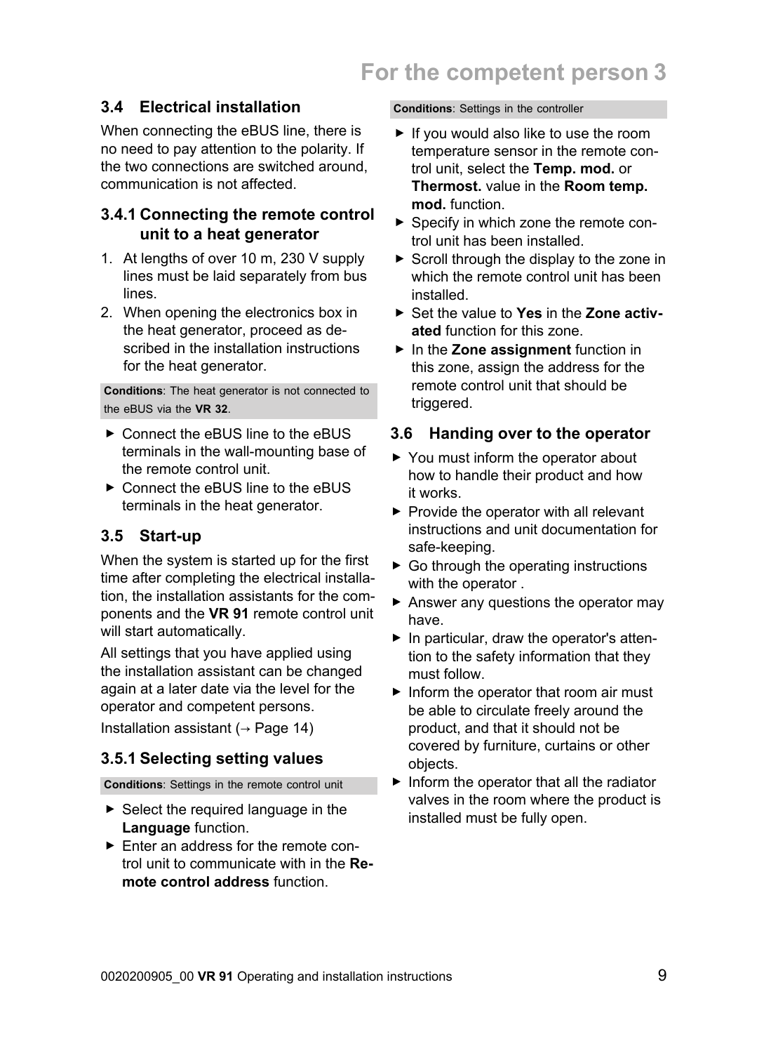## 3.4 Electrical installation

When connecting the eBUS line, there is no need to pay attention to the polarity. If the two connections are switched around, communication is not affected.

### 3.4.1 Connecting the remote control unit to a heat generator

1. At lengths of over 10 m, 230 V supply lines must be laid separately from bus lines.
2. When opening the electronics box in the heat generator, proceed as described in the installation instructions for the heat generator.

**Conditions**: The heat generator is not connected to the eBUS via the **VR 32**.

- Connect the eBUS line to the eBUS terminals in the wall-mounting base of the remote control unit.
- Connect the eBUS line to the eBUS terminals in the heat generator.

## 3.5 Start-up

When the system is started up for the first time after completing the electrical installation, the installation assistants for the components and the **VR 91** remote control unit will start automatically.

All settings that you have applied using the installation assistant can be changed again at a later date via the level for the operator and competent persons.

Installation assistant (→ Page 14)

### 3.5.1 Selecting setting values

**Conditions**: Settings in the remote control unit

- Select the required language in the **Language** function.
- Enter an address for the remote control unit to communicate with in the **Remote control address** function.

**Conditions**: Settings in the controller

- If you would also like to use the room temperature sensor in the remote control unit, select the **Temp. mod.** or **Thermost.** value in the **Room temp. mod.** function.
- Specify in which zone the remote control unit has been installed.
- Scroll through the display to the zone in which the remote control unit has been installed.
- Set the value to **Yes** in the **Zone activated** function for this zone.
- In the **Zone assignment** function in this zone, assign the address for the remote control unit that should be triggered.

## 3.6 Handing over to the operator

- You must inform the operator about how to handle their product and how it works.
- Provide the operator with all relevant instructions and unit documentation for safe-keeping.
- Go through the operating instructions with the operator .
- Answer any questions the operator may have.
- In particular, draw the operator's attention to the safety information that they must follow.
- Inform the operator that room air must be able to circulate freely around the product, and that it should not be covered by furniture, curtains or other objects.
- Inform the operator that all the radiator valves in the room where the product is installed must be fully open.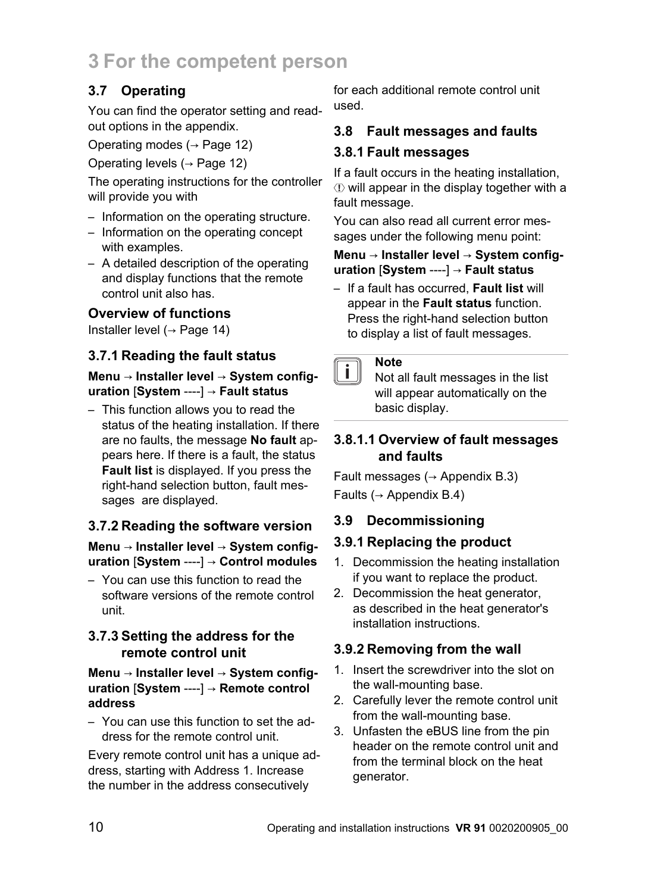# 3 For the competent person

## 3.7 Operating

You can find the operator setting and read-out options in the appendix.

Operating modes (→ Page 12)

Operating levels (→ Page 12)

The operating instructions for the controller will provide you with

- Information on the operating structure.
- Information on the operating concept with examples.
- A detailed description of the operating and display functions that the remote control unit also has.

### Overview of functions

Installer level (→ Page 14)

### 3.7.1 Reading the fault status

**Menu → Installer level → System configuration** [**System** ----] **→ Fault status**

- This function allows you to read the status of the heating installation. If there are no faults, the message **No fault** appears here. If there is a fault, the status **Fault list** is displayed. If you press the right-hand selection button, fault messages are displayed.

### 3.7.2 Reading the software version

**Menu → Installer level → System configuration** [**System** ----] **→ Control modules**

- You can use this function to read the software versions of the remote control unit.

### 3.7.3 Setting the address for the remote control unit

**Menu → Installer level → System configuration** [**System** ----] **→ Remote control address**

- You can use this function to set the address for the remote control unit.

Every remote control unit has a unique address, starting with Address 1. Increase the number in the address consecutively for each additional remote control unit used.

## 3.8 Fault messages and faults

### 3.8.1 Fault messages

If a fault occurs in the heating installation, ⓘ will appear in the display together with a fault message.

You can also read all current error messages under the following menu point:

**Menu → Installer level → System configuration** [**System** ----] **→ Fault status**

- If a fault has occurred, **Fault list** will appear in the **Fault status** function. Press the right-hand selection button to display a list of fault messages.

> **Note**
> Not all fault messages in the list will appear automatically on the basic display.

#### 3.8.1.1 Overview of fault messages and faults

Fault messages (→ Appendix B.3)

Faults (→ Appendix B.4)

## 3.9 Decommissioning

### 3.9.1 Replacing the product

1. Decommission the heating installation if you want to replace the product.
2. Decommission the heat generator, as described in the heat generator's installation instructions.

### 3.9.2 Removing from the wall

1. Insert the screwdriver into the slot on the wall-mounting base.
2. Carefully lever the remote control unit from the wall-mounting base.
3. Unfasten the eBUS line from the pin header on the remote control unit and from the terminal block on the heat generator.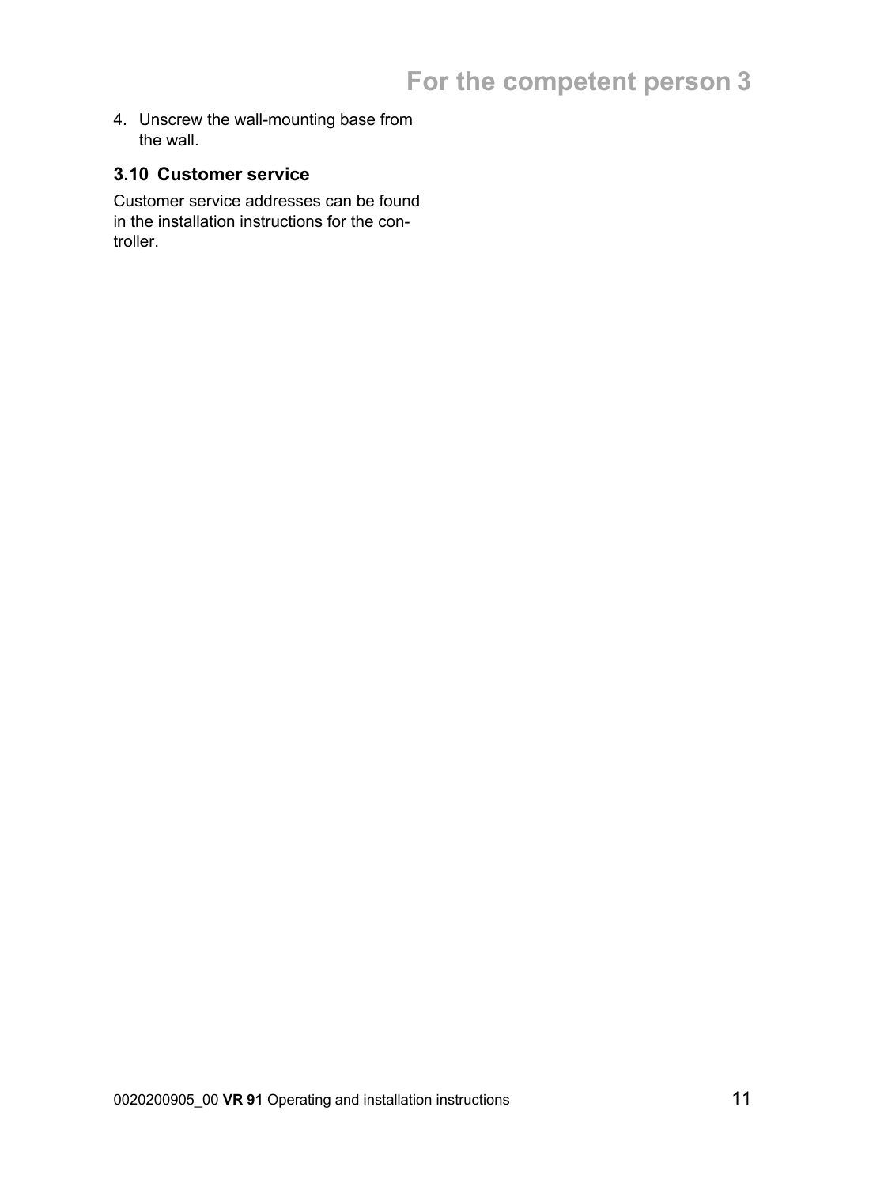4. Unscrew the wall-mounting base from the wall.

### 3.10 Customer service

Customer service addresses can be found in the installation instructions for the controller.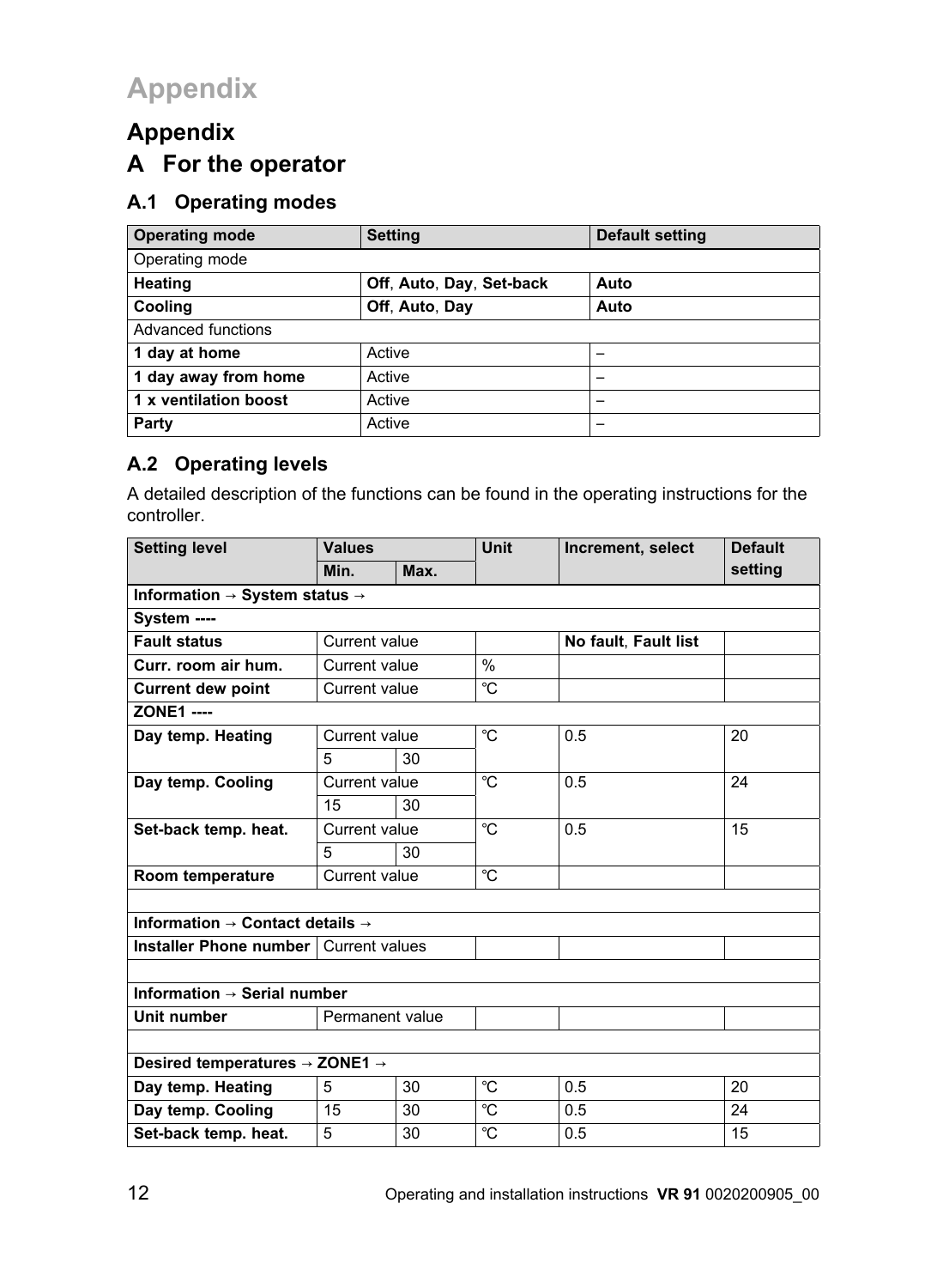# Appendix

## A For the operator

### A.1 Operating modes

| Operating mode | Setting | Default setting |
|---|---|---|
| Operating mode | | |
| **Heating** | **Off**, **Auto**, **Day**, **Set-back** | **Auto** |
| **Cooling** | **Off**, **Auto**, **Day** | **Auto** |
| Advanced functions | | |
| **1 day at home** | Active | – |
| **1 day away from home** | Active | – |
| **1 x ventilation boost** | Active | – |
| **Party** | Active | – |

### A.2 Operating levels

A detailed description of the functions can be found in the operating instructions for the controller.

| Setting level | Values | | Unit | Increment, select | Default setting |
|---|---|---|---|---|---|
| | Min. | Max. | | | |
| **Information → System status →** | | | | | |
| **System ----** | | | | | |
| **Fault status** | Current value | | | **No fault**, **Fault list** | |
| **Curr. room air hum.** | Current value | | % | | |
| **Current dew point** | Current value | | ℃ | | |
| **ZONE1 ----** | | | | | |
| **Day temp. Heating** | Current value | | ℃ | 0.5 | 20 |
| | 5 | 30 | | | |
| **Day temp. Cooling** | Current value | | ℃ | 0.5 | 24 |
| | 15 | 30 | | | |
| **Set-back temp. heat.** | Current value | | ℃ | 0.5 | 15 |
| | 5 | 30 | | | |
| **Room temperature** | Current value | | ℃ | | |
| | | | | | |
| **Information → Contact details →** | | | | | |
| **Installer Phone number** | Current values | | | | |
| | | | | | |
| **Information → Serial number** | | | | | |
| **Unit number** | Permanent value | | | | |
| | | | | | |
| **Desired temperatures → ZONE1 →** | | | | | |
| **Day temp. Heating** | 5 | 30 | ℃ | 0.5 | 20 |
| **Day temp. Cooling** | 15 | 30 | ℃ | 0.5 | 24 |
| **Set-back temp. heat.** | 5 | 30 | ℃ | 0.5 | 15 |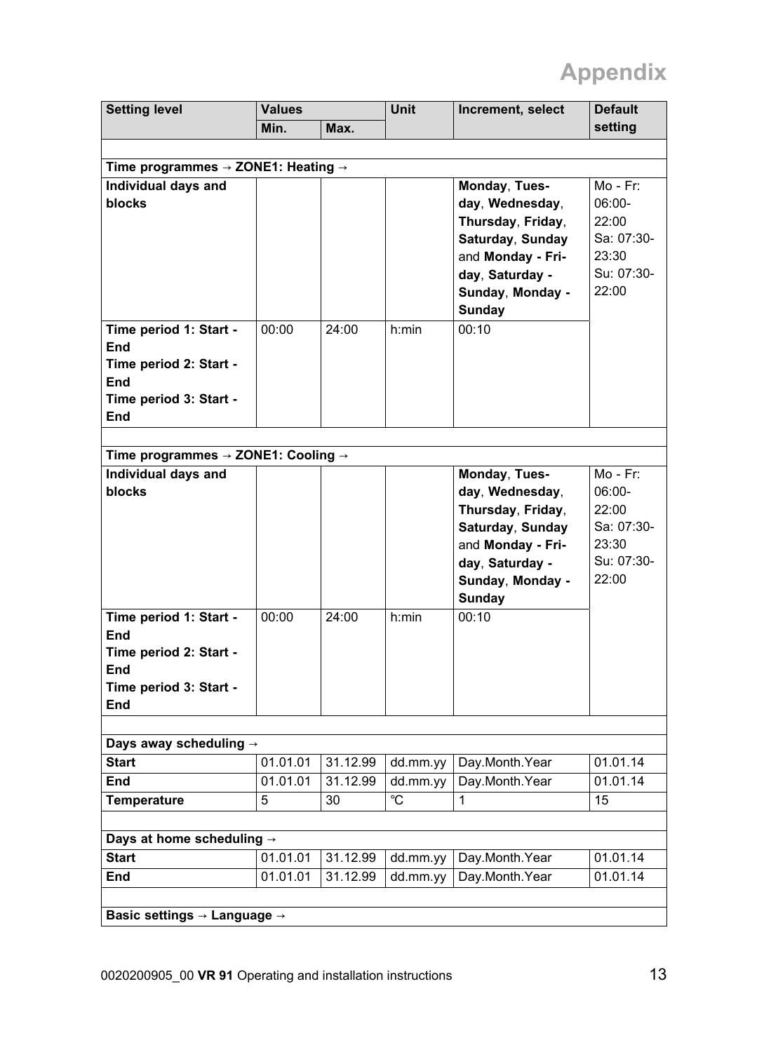# Appendix

| Setting level | Values | | Unit | Increment, select | Default setting |
|---|---|---|---|---|---|
| | Min. | Max. | | | |
| | | | | | |
| **Time programmes → ZONE1: Heating →** | | | | | |
| **Individual days and blocks** | | | | **Monday**, **Tuesday**, **Wednesday**, **Thursday**, **Friday**, **Saturday**, **Sunday** and **Monday - Friday**, **Saturday - Sunday**, **Monday - Sunday** | Mo - Fr: 06:00-22:00 Sa: 07:30-23:30 Su: 07:30-22:00 |
| **Time period 1: Start - End** **Time period 2: Start - End** **Time period 3: Start - End** | 00:00 | 24:00 | h:min | 00:10 | |
| | | | | | |
| **Time programmes → ZONE1: Cooling →** | | | | | |
| **Individual days and blocks** | | | | **Monday**, **Tuesday**, **Wednesday**, **Thursday**, **Friday**, **Saturday**, **Sunday** and **Monday - Friday**, **Saturday - Sunday**, **Monday - Sunday** | Mo - Fr: 06:00-22:00 Sa: 07:30-23:30 Su: 07:30-22:00 |
| **Time period 1: Start - End** **Time period 2: Start - End** **Time period 3: Start - End** | 00:00 | 24:00 | h:min | 00:10 | |
| | | | | | |
| **Days away scheduling →** | | | | | |
| **Start** | 01.01.01 | 31.12.99 | dd.mm.yy | Day.Month.Year | 01.01.14 |
| **End** | 01.01.01 | 31.12.99 | dd.mm.yy | Day.Month.Year | 01.01.14 |
| **Temperature** | 5 | 30 | ℃ | 1 | 15 |
| | | | | | |
| **Days at home scheduling →** | | | | | |
| **Start** | 01.01.01 | 31.12.99 | dd.mm.yy | Day.Month.Year | 01.01.14 |
| **End** | 01.01.01 | 31.12.99 | dd.mm.yy | Day.Month.Year | 01.01.14 |
| | | | | | |
| **Basic settings → Language →** | | | | | |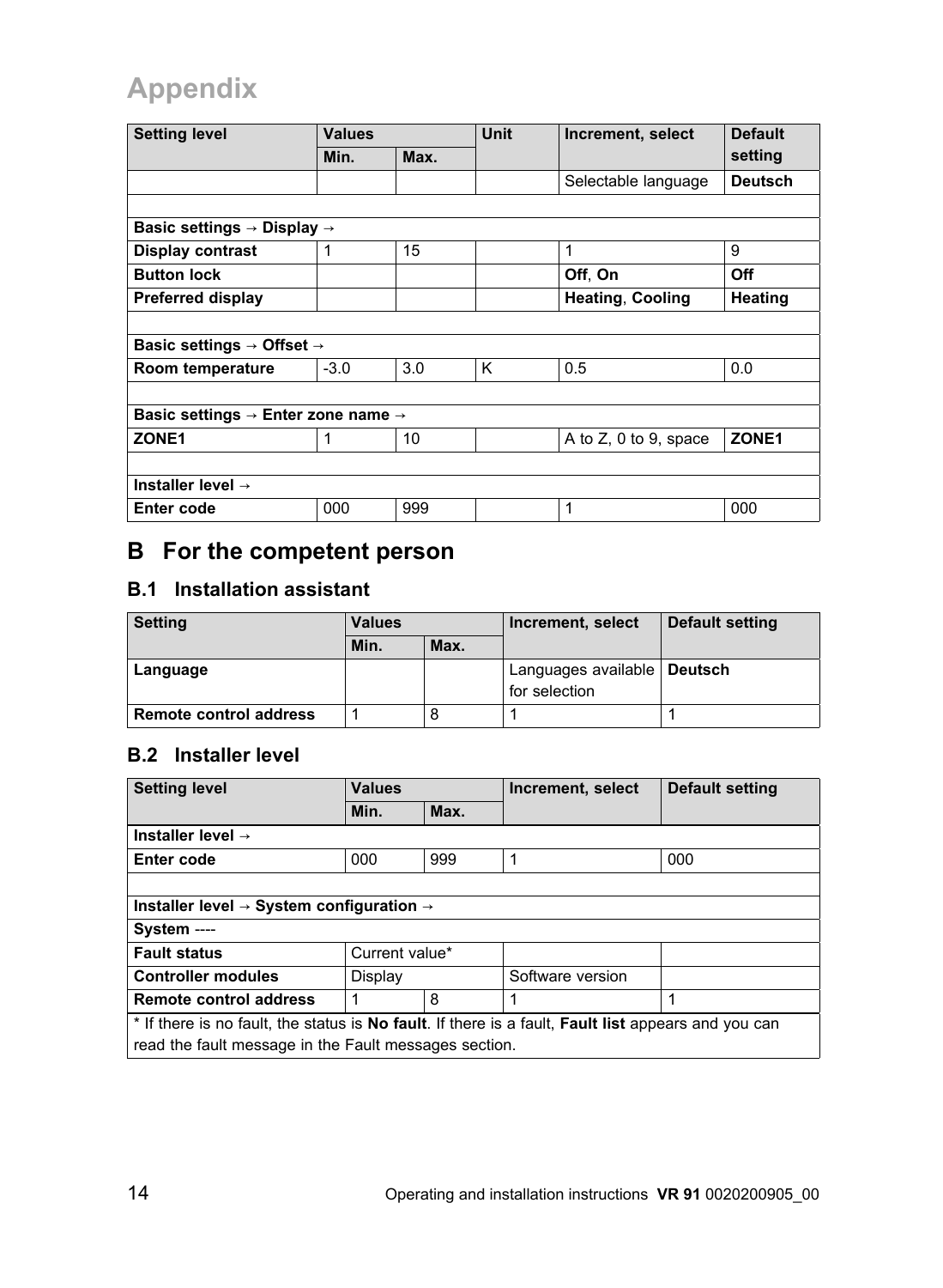# Appendix

| Setting level | Values | | Unit | Increment, select | Default setting |
|---|---|---|---|---|---|
| | Min. | Max. | | | |
| | | | | Selectable language | **Deutsch** |
| | | | | | |
| **Basic settings → Display →** | | | | | |
| **Display contrast** | 1 | 15 | | 1 | 9 |
| **Button lock** | | | | **Off**, **On** | **Off** |
| **Preferred display** | | | | **Heating**, **Cooling** | **Heating** |
| | | | | | |
| **Basic settings → Offset →** | | | | | |
| **Room temperature** | -3.0 | 3.0 | K | 0.5 | 0.0 |
| | | | | | |
| **Basic settings → Enter zone name →** | | | | | |
| **ZONE1** | 1 | 10 | | A to Z, 0 to 9, space | **ZONE1** |
| | | | | | |
| **Installer level →** | | | | | |
| **Enter code** | 000 | 999 | | 1 | 000 |

# B For the competent person

## B.1 Installation assistant

| Setting | Values | | Increment, select | Default setting |
|---|---|---|---|---|
| | Min. | Max. | | |
| **Language** | | | Languages available for selection | **Deutsch** |
| **Remote control address** | 1 | 8 | 1 | 1 |

## B.2 Installer level

| Setting level | Values | | Increment, select | Default setting |
|---|---|---|---|---|
| | Min. | Max. | | |
| **Installer level →** | | | | |
| **Enter code** | 000 | 999 | 1 | 000 |
| | | | | |
| **Installer level → System configuration →** | | | | |
| **System** ---- | | | | |
| **Fault status** | Current value* | | | |
| **Controller modules** | Display | | Software version | |
| **Remote control address** | 1 | 8 | 1 | 1 |

* If there is no fault, the status is **No fault**. If there is a fault, **Fault list** appears and you can read the fault message in the Fault messages section.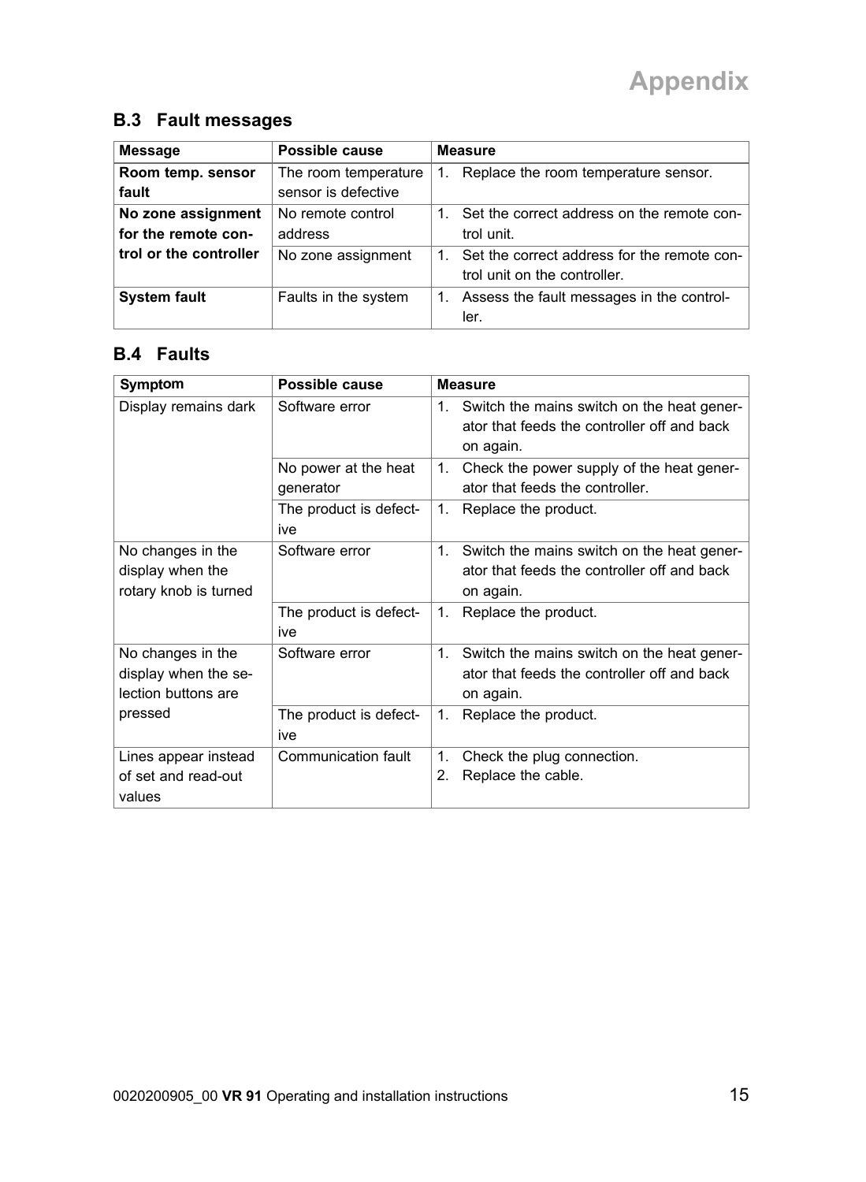# Appendix

## B.3 Fault messages

| Message | Possible cause | Measure |
|---|---|---|
| **Room temp. sensor fault** | The room temperature sensor is defective | 1. Replace the room temperature sensor. |
| **No zone assignment for the remote control or the controller** | No remote control address | 1. Set the correct address on the remote control unit. |
| | No zone assignment | 1. Set the correct address for the remote control unit on the controller. |
| **System fault** | Faults in the system | 1. Assess the fault messages in the controller. |

## B.4 Faults

| Symptom | Possible cause | Measure |
|---|---|---|
| Display remains dark | Software error | 1. Switch the mains switch on the heat generator that feeds the controller off and back on again. |
| | No power at the heat generator | 1. Check the power supply of the heat generator that feeds the controller. |
| | The product is defective | 1. Replace the product. |
| No changes in the display when the rotary knob is turned | Software error | 1. Switch the mains switch on the heat generator that feeds the controller off and back on again. |
| | The product is defective | 1. Replace the product. |
| No changes in the display when the selection buttons are pressed | Software error | 1. Switch the mains switch on the heat generator that feeds the controller off and back on again. |
| | The product is defective | 1. Replace the product. |
| Lines appear instead of set and read-out values | Communication fault | 1. Check the plug connection.<br>2. Replace the cable. |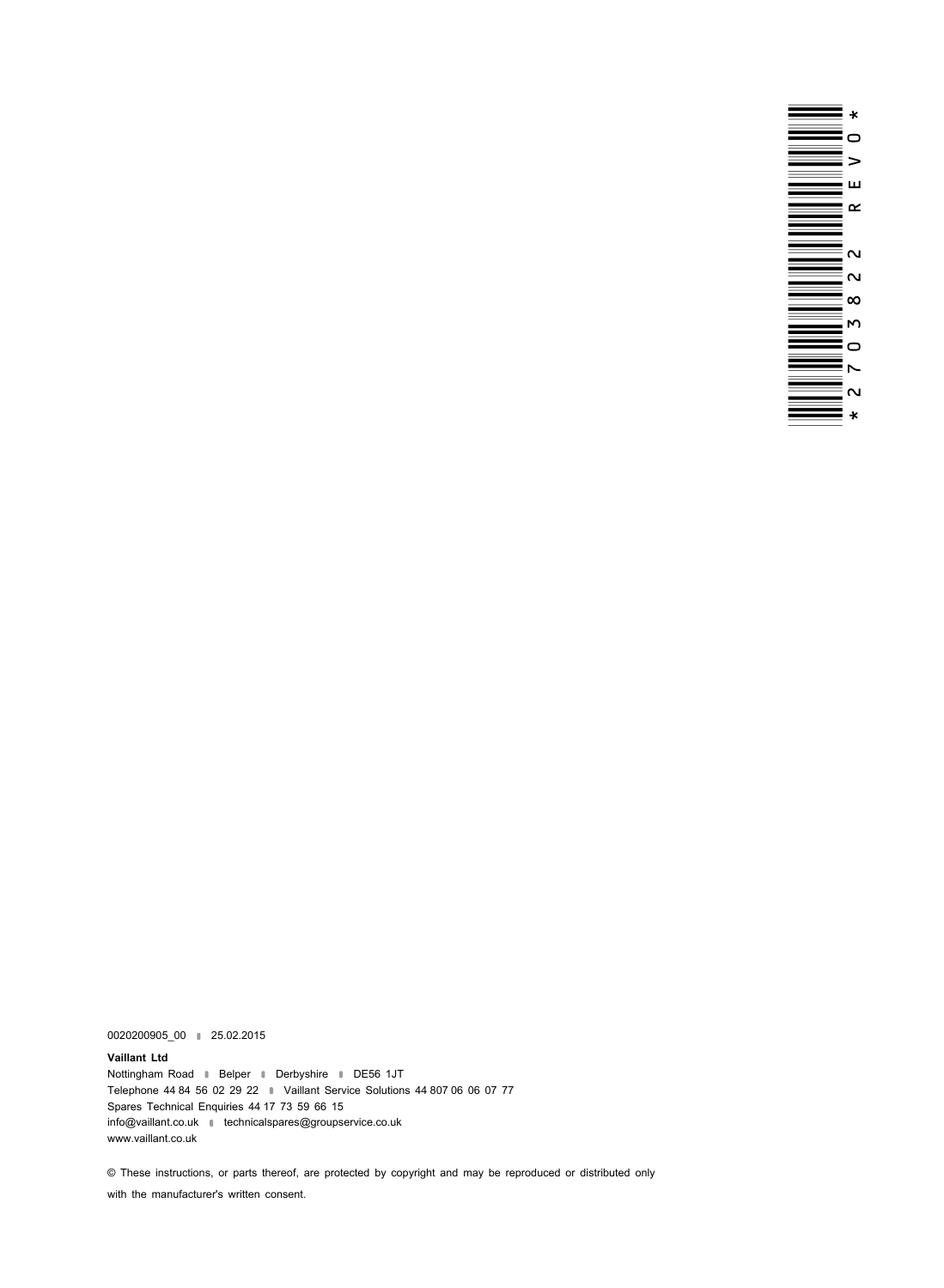*2703822 REV0*

0020200905_00 ▮ 25.02.2015

**Vaillant Ltd**

Nottingham Road ▮ Belper ▮ Derbyshire ▮ DE56 1JT
Telephone 44 84 56 02 29 22 ▮ Vaillant Service Solutions 44 807 06 06 07 77
Spares Technical Enquiries 44 17 73 59 66 15
info@vaillant.co.uk ▮ technicalspares@groupservice.co.uk
www.vaillant.co.uk

© These instructions, or parts thereof, are protected by copyright and may be reproduced or distributed only with the manufacturer's written consent.